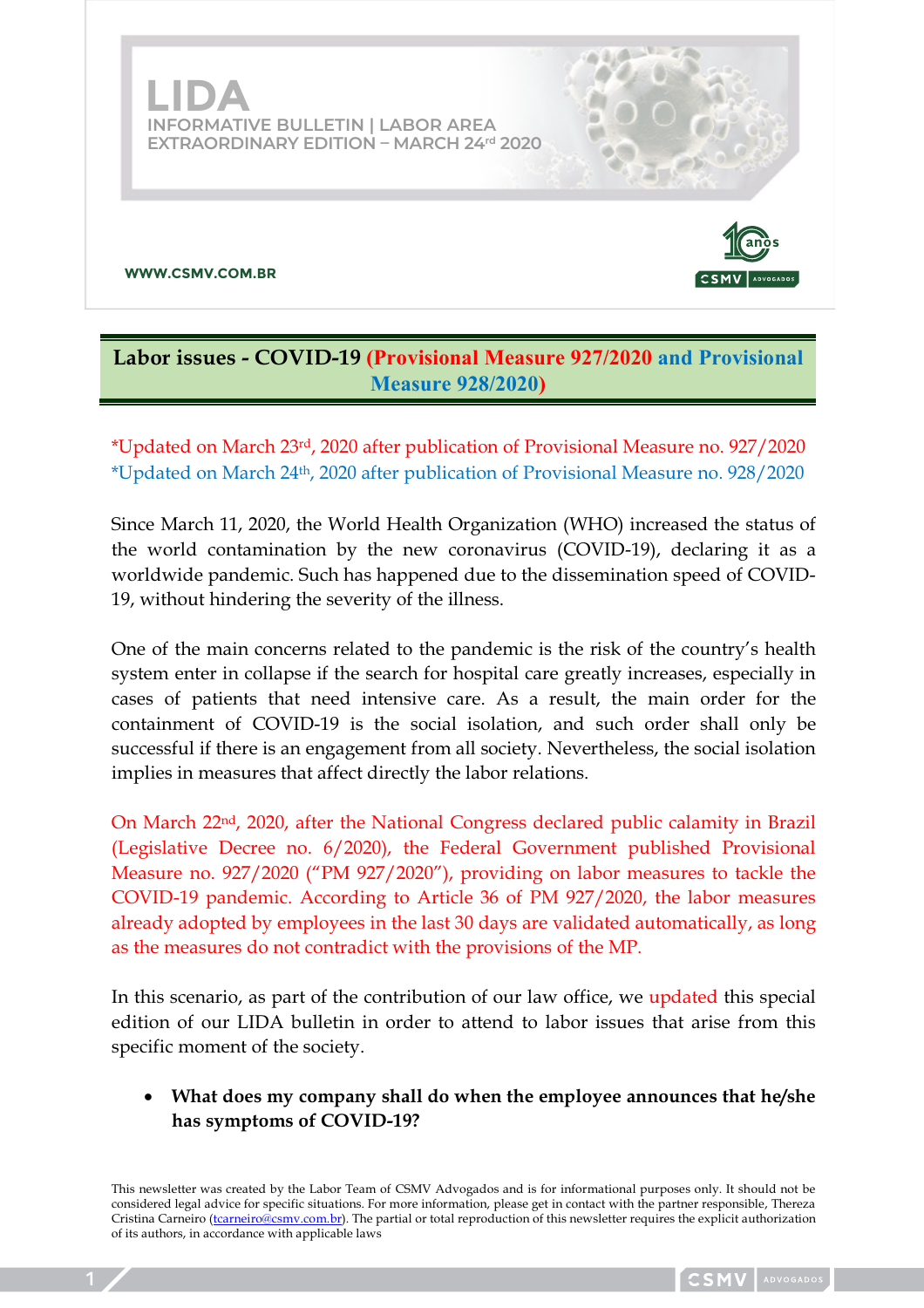# LIDA

INFORMATIVE BULLETIN | LABOR AREA
EXTRAORDINARY EDITION – MARCH 24rd 2020

WWW.CSMV.COM.BR

## Labor issues - COVID-19 (Provisional Measure 927/2020 and Provisional Measure 928/2020)

*Updated on March 23rd, 2020 after publication of Provisional Measure no. 927/2020
*Updated on March 24th, 2020 after publication of Provisional Measure no. 928/2020

Since March 11, 2020, the World Health Organization (WHO) increased the status of the world contamination by the new coronavirus (COVID-19), declaring it as a worldwide pandemic. Such has happened due to the dissemination speed of COVID-19, without hindering the severity of the illness.

One of the main concerns related to the pandemic is the risk of the country's health system enter in collapse if the search for hospital care greatly increases, especially in cases of patients that need intensive care. As a result, the main order for the containment of COVID-19 is the social isolation, and such order shall only be successful if there is an engagement from all society. Nevertheless, the social isolation implies in measures that affect directly the labor relations.

On March 22nd, 2020, after the National Congress declared public calamity in Brazil (Legislative Decree no. 6/2020), the Federal Government published Provisional Measure no. 927/2020 ("PM 927/2020"), providing on labor measures to tackle the COVID-19 pandemic. According to Article 36 of PM 927/2020, the labor measures already adopted by employees in the last 30 days are validated automatically, as long as the measures do not contradict with the provisions of the MP.

In this scenario, as part of the contribution of our law office, we updated this special edition of our LIDA bulletin in order to attend to labor issues that arise from this specific moment of the society.

- **What does my company shall do when the employee announces that he/she has symptoms of COVID-19?**

This newsletter was created by the Labor Team of CSMV Advogados and is for informational purposes only. It should not be considered legal advice for specific situations. For more information, please get in contact with the partner responsible, Thereza Cristina Carneiro (tcarneiro@csmv.com.br). The partial or total reproduction of this newsletter requires the explicit authorization of its authors, in accordance with applicable laws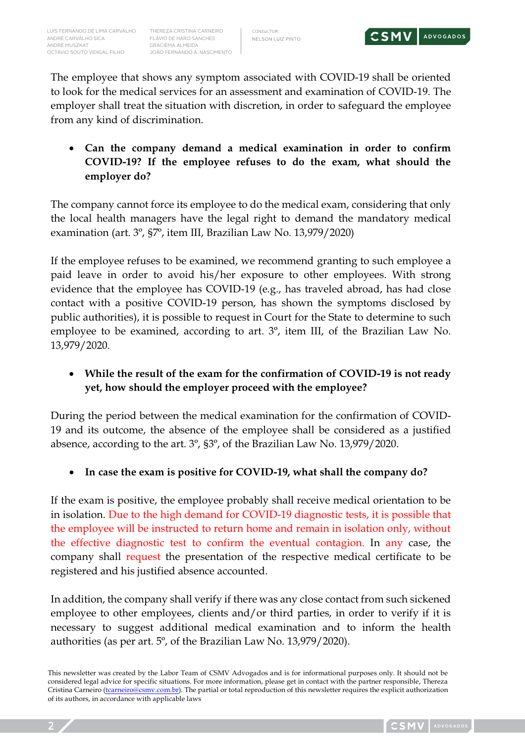The employee that shows any symptom associated with COVID-19 shall be oriented to look for the medical services for an assessment and examination of COVID-19. The employer shall treat the situation with discretion, in order to safeguard the employee from any kind of discrimination.

- **Can the company demand a medical examination in order to confirm COVID-19? If the employee refuses to do the exam, what should the employer do?**

The company cannot force its employee to do the medical exam, considering that only the local health managers have the legal right to demand the mandatory medical examination (art. 3º, §7º, item III, Brazilian Law No. 13,979/2020)

If the employee refuses to be examined, we recommend granting to such employee a paid leave in order to avoid his/her exposure to other employees. With strong evidence that the employee has COVID-19 (e.g., has traveled abroad, has had close contact with a positive COVID-19 person, has shown the symptoms disclosed by public authorities), it is possible to request in Court for the State to determine to such employee to be examined, according to art. 3º, item III, of the Brazilian Law No. 13,979/2020.

- **While the result of the exam for the confirmation of COVID-19 is not ready yet, how should the employer proceed with the employee?**

During the period between the medical examination for the confirmation of COVID-19 and its outcome, the absence of the employee shall be considered as a justified absence, according to the art. 3º, §3º, of the Brazilian Law No. 13,979/2020.

- **In case the exam is positive for COVID-19, what shall the company do?**

If the exam is positive, the employee probably shall receive medical orientation to be in isolation. Due to the high demand for COVID-19 diagnostic tests, it is possible that the employee will be instructed to return home and remain in isolation only, without the effective diagnostic test to confirm the eventual contagion. In any case, the company shall request the presentation of the respective medical certificate to be registered and his justified absence accounted.

In addition, the company shall verify if there was any close contact from such sickened employee to other employees, clients and/or third parties, in order to verify if it is necessary to suggest additional medical examination and to inform the health authorities (as per art. 5º, of the Brazilian Law No. 13,979/2020).

This newsletter was created by the Labor Team of CSMV Advogados and is for informational purposes only. It should not be considered legal advice for specific situations. For more information, please get in contact with the partner responsible, Thereza Cristina Carneiro (tcarneiro@csmv.com.br). The partial or total reproduction of this newsletter requires the explicit authorization of its authors, in accordance with applicable laws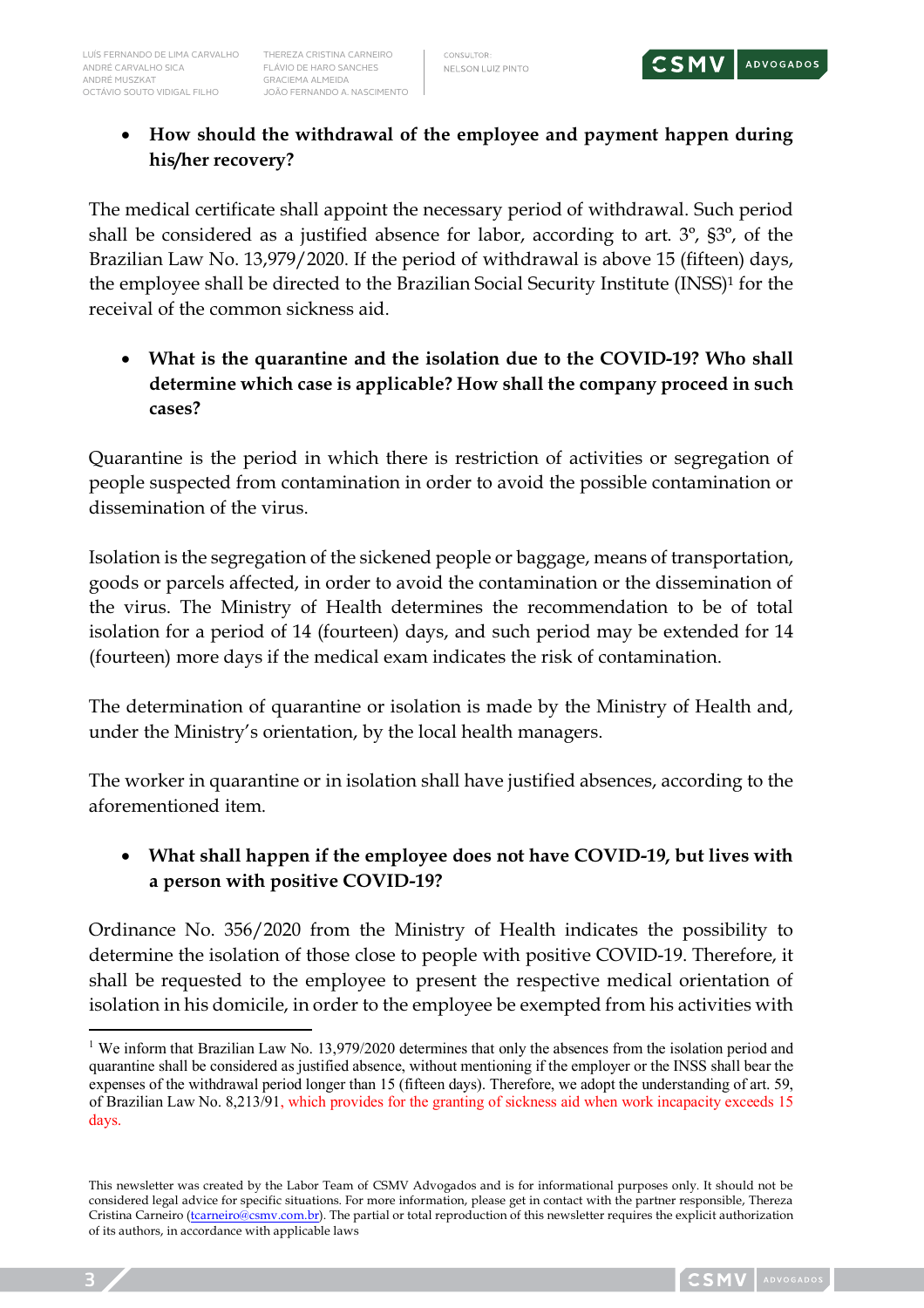- **How should the withdrawal of the employee and payment happen during his/her recovery?**

The medical certificate shall appoint the necessary period of withdrawal. Such period shall be considered as a justified absence for labor, according to art. 3º, §3º, of the Brazilian Law No. 13,979/2020. If the period of withdrawal is above 15 (fifteen) days, the employee shall be directed to the Brazilian Social Security Institute (INSS)[1] for the receival of the common sickness aid.

- **What is the quarantine and the isolation due to the COVID-19? Who shall determine which case is applicable? How shall the company proceed in such cases?**

Quarantine is the period in which there is restriction of activities or segregation of people suspected from contamination in order to avoid the possible contamination or dissemination of the virus.

Isolation is the segregation of the sickened people or baggage, means of transportation, goods or parcels affected, in order to avoid the contamination or the dissemination of the virus. The Ministry of Health determines the recommendation to be of total isolation for a period of 14 (fourteen) days, and such period may be extended for 14 (fourteen) more days if the medical exam indicates the risk of contamination.

The determination of quarantine or isolation is made by the Ministry of Health and, under the Ministry's orientation, by the local health managers.

The worker in quarantine or in isolation shall have justified absences, according to the aforementioned item.

- **What shall happen if the employee does not have COVID-19, but lives with a person with positive COVID-19?**

Ordinance No. 356/2020 from the Ministry of Health indicates the possibility to determine the isolation of those close to people with positive COVID-19. Therefore, it shall be requested to the employee to present the respective medical orientation of isolation in his domicile, in order to the employee be exempted from his activities with

---

[1] We inform that Brazilian Law No. 13,979/2020 determines that only the absences from the isolation period and quarantine shall be considered as justified absence, without mentioning if the employer or the INSS shall bear the expenses of the withdrawal period longer than 15 (fifteen days). Therefore, we adopt the understanding of art. 59, of Brazilian Law No. 8,213/91, which provides for the granting of sickness aid when work incapacity exceeds 15 days.

This newsletter was created by the Labor Team of CSMV Advogados and is for informational purposes only. It should not be considered legal advice for specific situations. For more information, please get in contact with the partner responsible, Thereza Cristina Carneiro (tcarneiro@csmv.com.br). The partial or total reproduction of this newsletter requires the explicit authorization of its authors, in accordance with applicable laws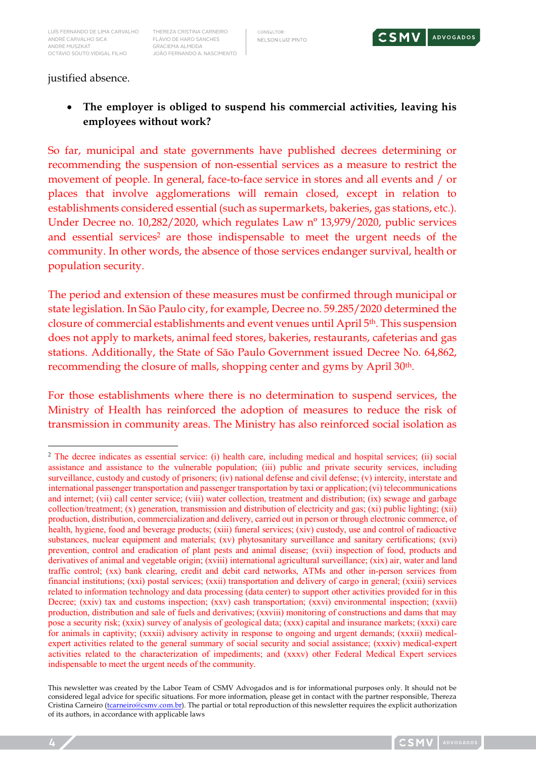justified absence.

- **The employer is obliged to suspend his commercial activities, leaving his employees without work?**

So far, municipal and state governments have published decrees determining or recommending the suspension of non-essential services as a measure to restrict the movement of people. In general, face-to-face service in stores and all events and / or places that involve agglomerations will remain closed, except in relation to establishments considered essential (such as supermarkets, bakeries, gas stations, etc.). Under Decree no. 10,282/2020, which regulates Law nº 13,979/2020, public services and essential services[2] are those indispensable to meet the urgent needs of the community. In other words, the absence of those services endanger survival, health or population security.

The period and extension of these measures must be confirmed through municipal or state legislation. In São Paulo city, for example, Decree no. 59.285/2020 determined the closure of commercial establishments and event venues until April 5th. This suspension does not apply to markets, animal feed stores, bakeries, restaurants, cafeterias and gas stations. Additionally, the State of São Paulo Government issued Decree No. 64,862, recommending the closure of malls, shopping center and gyms by April 30th.

For those establishments where there is no determination to suspend services, the Ministry of Health has reinforced the adoption of measures to reduce the risk of transmission in community areas. The Ministry has also reinforced social isolation as

---

[2] The decree indicates as essential service: (i) health care, including medical and hospital services; (ii) social assistance and assistance to the vulnerable population; (iii) public and private security services, including surveillance, custody and custody of prisoners; (iv) national defense and civil defense; (v) intercity, interstate and international passenger transportation and passenger transportation by taxi or application; (vi) telecommunications and internet; (vii) call center service; (viii) water collection, treatment and distribution; (ix) sewage and garbage collection/treatment; (x) generation, transmission and distribution of electricity and gas; (xi) public lighting; (xii) production, distribution, commercialization and delivery, carried out in person or through electronic commerce, of health, hygiene, food and beverage products; (xiii) funeral services; (xiv) custody, use and control of radioactive substances, nuclear equipment and materials; (xv) phytosanitary surveillance and sanitary certifications; (xvi) prevention, control and eradication of plant pests and animal disease; (xvii) inspection of food, products and derivatives of animal and vegetable origin; (xviii) international agricultural surveillance; (xix) air, water and land traffic control; (xx) bank clearing, credit and debit card networks, ATMs and other in-person services from financial institutions; (xxi) postal services; (xxii) transportation and delivery of cargo in general; (xxiii) services related to information technology and data processing (data center) to support other activities provided for in this Decree; (xxiv) tax and customs inspection; (xxv) cash transportation; (xxvi) environmental inspection; (xxvii) production, distribution and sale of fuels and derivatives; (xxviii) monitoring of constructions and dams that may pose a security risk; (xxix) survey of analysis of geological data; (xxx) capital and insurance markets; (xxxi) care for animals in captivity; (xxxii) advisory activity in response to ongoing and urgent demands; (xxxii) medical-expert activities related to the general summary of social security and social assistance; (xxxiv) medical-expert activities related to the characterization of impediments; and (xxxv) other Federal Medical Expert services indispensable to meet the urgent needs of the community.

This newsletter was created by the Labor Team of CSMV Advogados and is for informational purposes only. It should not be considered legal advice for specific situations. For more information, please get in contact with the partner responsible, Thereza Cristina Carneiro (tcarneiro@csmv.com.br). The partial or total reproduction of this newsletter requires the explicit authorization of its authors, in accordance with applicable laws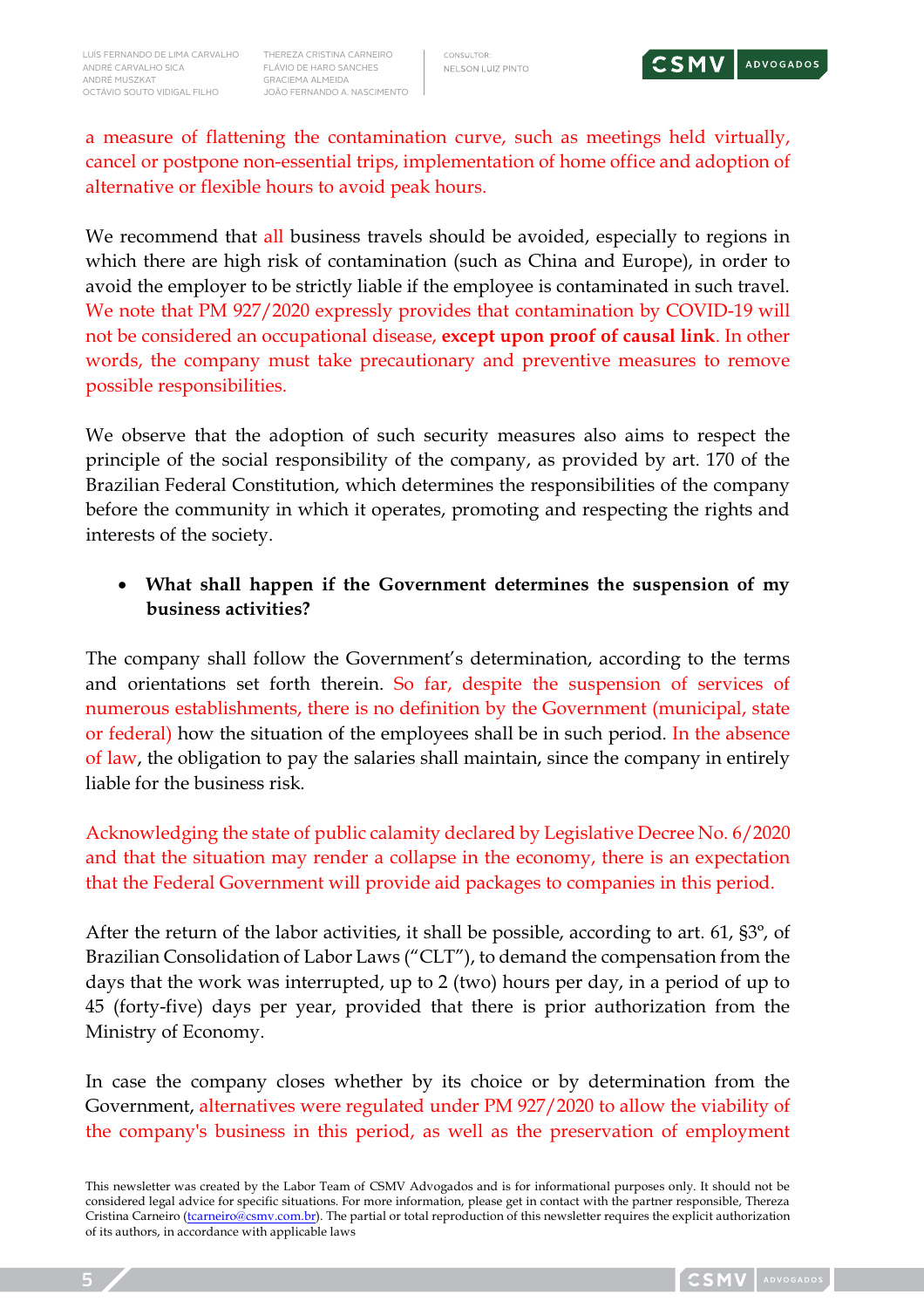a measure of flattening the contamination curve, such as meetings held virtually, cancel or postpone non-essential trips, implementation of home office and adoption of alternative or flexible hours to avoid peak hours.

We recommend that all business travels should be avoided, especially to regions in which there are high risk of contamination (such as China and Europe), in order to avoid the employer to be strictly liable if the employee is contaminated in such travel. We note that PM 927/2020 expressly provides that contamination by COVID-19 will not be considered an occupational disease, **except upon proof of causal link**. In other words, the company must take precautionary and preventive measures to remove possible responsibilities.

We observe that the adoption of such security measures also aims to respect the principle of the social responsibility of the company, as provided by art. 170 of the Brazilian Federal Constitution, which determines the responsibilities of the company before the community in which it operates, promoting and respecting the rights and interests of the society.

- **What shall happen if the Government determines the suspension of my business activities?**

The company shall follow the Government's determination, according to the terms and orientations set forth therein. So far, despite the suspension of services of numerous establishments, there is no definition by the Government (municipal, state or federal) how the situation of the employees shall be in such period. In the absence of law, the obligation to pay the salaries shall maintain, since the company in entirely liable for the business risk.

Acknowledging the state of public calamity declared by Legislative Decree No. 6/2020 and that the situation may render a collapse in the economy, there is an expectation that the Federal Government will provide aid packages to companies in this period.

After the return of the labor activities, it shall be possible, according to art. 61, §3º, of Brazilian Consolidation of Labor Laws ("CLT"), to demand the compensation from the days that the work was interrupted, up to 2 (two) hours per day, in a period of up to 45 (forty-five) days per year, provided that there is prior authorization from the Ministry of Economy.

In case the company closes whether by its choice or by determination from the Government, alternatives were regulated under PM 927/2020 to allow the viability of the company's business in this period, as well as the preservation of employment

This newsletter was created by the Labor Team of CSMV Advogados and is for informational purposes only. It should not be considered legal advice for specific situations. For more information, please get in contact with the partner responsible, Thereza Cristina Carneiro (tcarneiro@csmv.com.br). The partial or total reproduction of this newsletter requires the explicit authorization of its authors, in accordance with applicable laws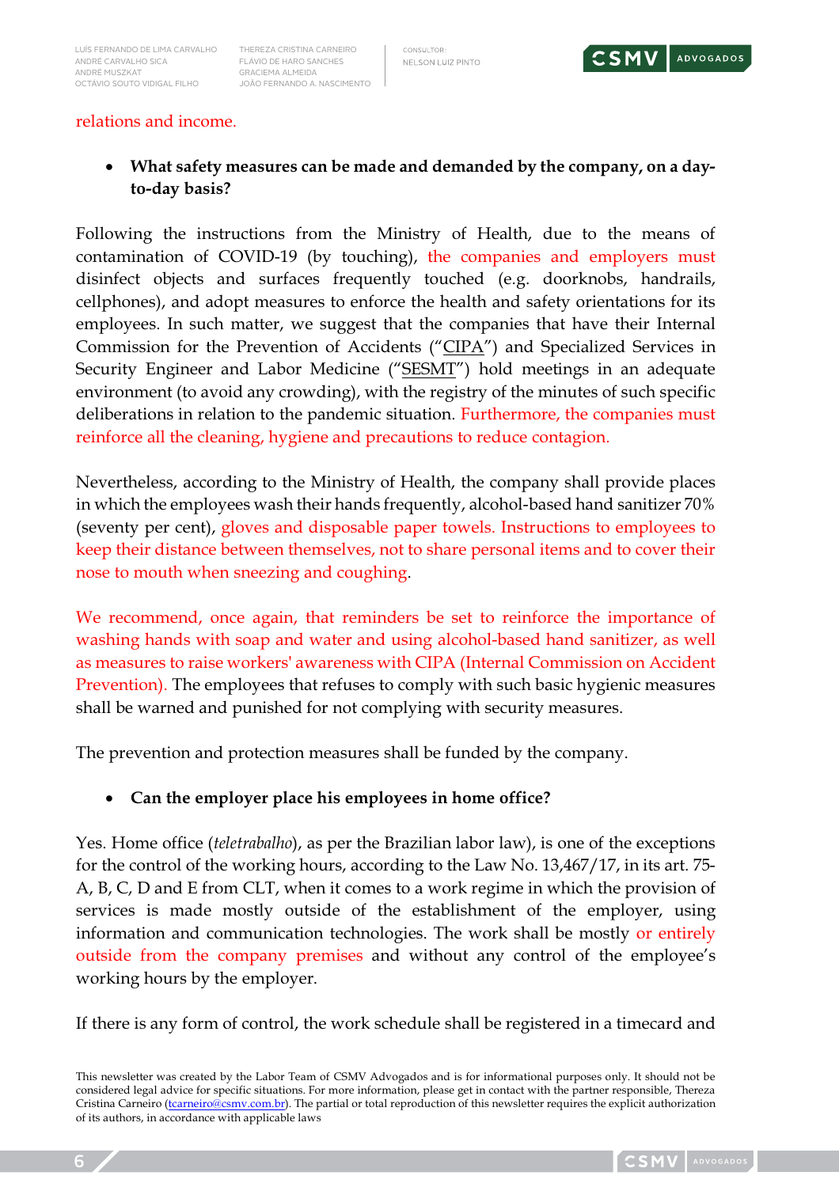relations and income.

- **What safety measures can be made and demanded by the company, on a day-to-day basis?**

Following the instructions from the Ministry of Health, due to the means of contamination of COVID-19 (by touching), the companies and employers must disinfect objects and surfaces frequently touched (e.g. doorknobs, handrails, cellphones), and adopt measures to enforce the health and safety orientations for its employees. In such matter, we suggest that the companies that have their Internal Commission for the Prevention of Accidents ("CIPA") and Specialized Services in Security Engineer and Labor Medicine ("SESMT") hold meetings in an adequate environment (to avoid any crowding), with the registry of the minutes of such specific deliberations in relation to the pandemic situation. Furthermore, the companies must reinforce all the cleaning, hygiene and precautions to reduce contagion.

Nevertheless, according to the Ministry of Health, the company shall provide places in which the employees wash their hands frequently, alcohol-based hand sanitizer 70% (seventy per cent), gloves and disposable paper towels. Instructions to employees to keep their distance between themselves, not to share personal items and to cover their nose to mouth when sneezing and coughing.

We recommend, once again, that reminders be set to reinforce the importance of washing hands with soap and water and using alcohol-based hand sanitizer, as well as measures to raise workers' awareness with CIPA (Internal Commission on Accident Prevention). The employees that refuses to comply with such basic hygienic measures shall be warned and punished for not complying with security measures.

The prevention and protection measures shall be funded by the company.

- **Can the employer place his employees in home office?**

Yes. Home office (*teletrabalho*), as per the Brazilian labor law), is one of the exceptions for the control of the working hours, according to the Law No. 13,467/17, in its art. 75-A, B, C, D and E from CLT, when it comes to a work regime in which the provision of services is made mostly outside of the establishment of the employer, using information and communication technologies. The work shall be mostly or entirely outside from the company premises and without any control of the employee's working hours by the employer.

If there is any form of control, the work schedule shall be registered in a timecard and

This newsletter was created by the Labor Team of CSMV Advogados and is for informational purposes only. It should not be considered legal advice for specific situations. For more information, please get in contact with the partner responsible, Thereza Cristina Carneiro (tcarneiro@csmv.com.br). The partial or total reproduction of this newsletter requires the explicit authorization of its authors, in accordance with applicable laws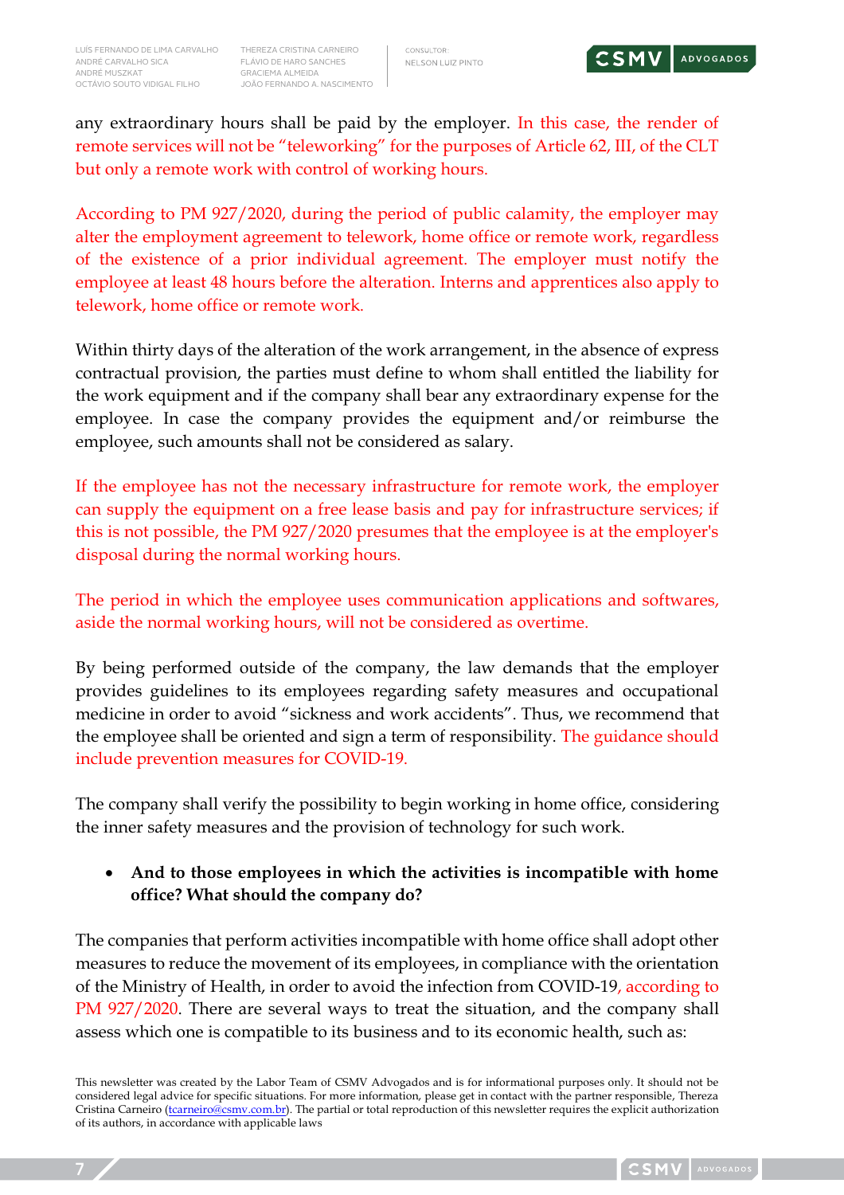any extraordinary hours shall be paid by the employer. In this case, the render of remote services will not be "teleworking" for the purposes of Article 62, III, of the CLT but only a remote work with control of working hours.

According to PM 927/2020, during the period of public calamity, the employer may alter the employment agreement to telework, home office or remote work, regardless of the existence of a prior individual agreement. The employer must notify the employee at least 48 hours before the alteration. Interns and apprentices also apply to telework, home office or remote work.

Within thirty days of the alteration of the work arrangement, in the absence of express contractual provision, the parties must define to whom shall entitled the liability for the work equipment and if the company shall bear any extraordinary expense for the employee. In case the company provides the equipment and/or reimburse the employee, such amounts shall not be considered as salary.

If the employee has not the necessary infrastructure for remote work, the employer can supply the equipment on a free lease basis and pay for infrastructure services; if this is not possible, the PM 927/2020 presumes that the employee is at the employer's disposal during the normal working hours.

The period in which the employee uses communication applications and softwares, aside the normal working hours, will not be considered as overtime.

By being performed outside of the company, the law demands that the employer provides guidelines to its employees regarding safety measures and occupational medicine in order to avoid "sickness and work accidents". Thus, we recommend that the employee shall be oriented and sign a term of responsibility. The guidance should include prevention measures for COVID-19.

The company shall verify the possibility to begin working in home office, considering the inner safety measures and the provision of technology for such work.

- **And to those employees in which the activities is incompatible with home office? What should the company do?**

The companies that perform activities incompatible with home office shall adopt other measures to reduce the movement of its employees, in compliance with the orientation of the Ministry of Health, in order to avoid the infection from COVID-19, according to PM 927/2020. There are several ways to treat the situation, and the company shall assess which one is compatible to its business and to its economic health, such as:

This newsletter was created by the Labor Team of CSMV Advogados and is for informational purposes only. It should not be considered legal advice for specific situations. For more information, please get in contact with the partner responsible, Thereza Cristina Carneiro (tcarneiro@csmv.com.br). The partial or total reproduction of this newsletter requires the explicit authorization of its authors, in accordance with applicable laws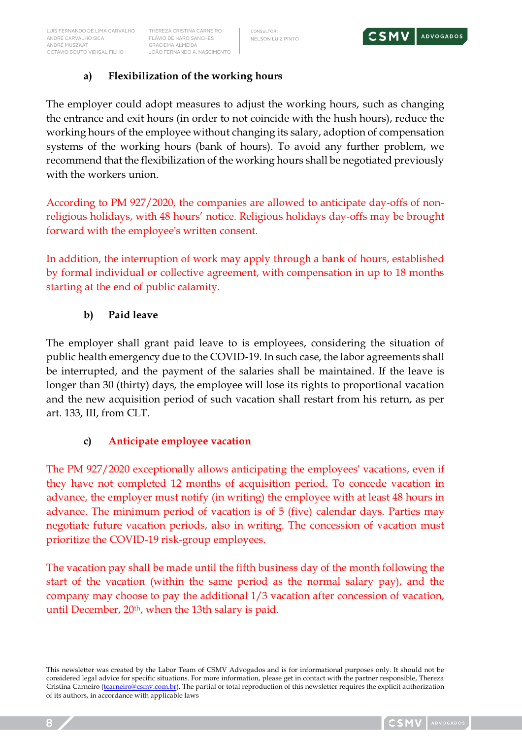**a) Flexibilization of the working hours**

The employer could adopt measures to adjust the working hours, such as changing the entrance and exit hours (in order to not coincide with the hush hours), reduce the working hours of the employee without changing its salary, adoption of compensation systems of the working hours (bank of hours). To avoid any further problem, we recommend that the flexibilization of the working hours shall be negotiated previously with the workers union.

According to PM 927/2020, the companies are allowed to anticipate day-offs of non-religious holidays, with 48 hours' notice. Religious holidays day-offs may be brought forward with the employee's written consent.

In addition, the interruption of work may apply through a bank of hours, established by formal individual or collective agreement, with compensation in up to 18 months starting at the end of public calamity.

**b) Paid leave**

The employer shall grant paid leave to is employees, considering the situation of public health emergency due to the COVID-19. In such case, the labor agreements shall be interrupted, and the payment of the salaries shall be maintained. If the leave is longer than 30 (thirty) days, the employee will lose its rights to proportional vacation and the new acquisition period of such vacation shall restart from his return, as per art. 133, III, from CLT.

**c) Anticipate employee vacation**

The PM 927/2020 exceptionally allows anticipating the employees' vacations, even if they have not completed 12 months of acquisition period. To concede vacation in advance, the employer must notify (in writing) the employee with at least 48 hours in advance. The minimum period of vacation is of 5 (five) calendar days. Parties may negotiate future vacation periods, also in writing. The concession of vacation must prioritize the COVID-19 risk-group employees.

The vacation pay shall be made until the fifth business day of the month following the start of the vacation (within the same period as the normal salary pay), and the company may choose to pay the additional 1/3 vacation after concession of vacation, until December, 20th, when the 13th salary is paid.

This newsletter was created by the Labor Team of CSMV Advogados and is for informational purposes only. It should not be considered legal advice for specific situations. For more information, please get in contact with the partner responsible, Thereza Cristina Carneiro (tcarneiro@csmv.com.br). The partial or total reproduction of this newsletter requires the explicit authorization of its authors, in accordance with applicable laws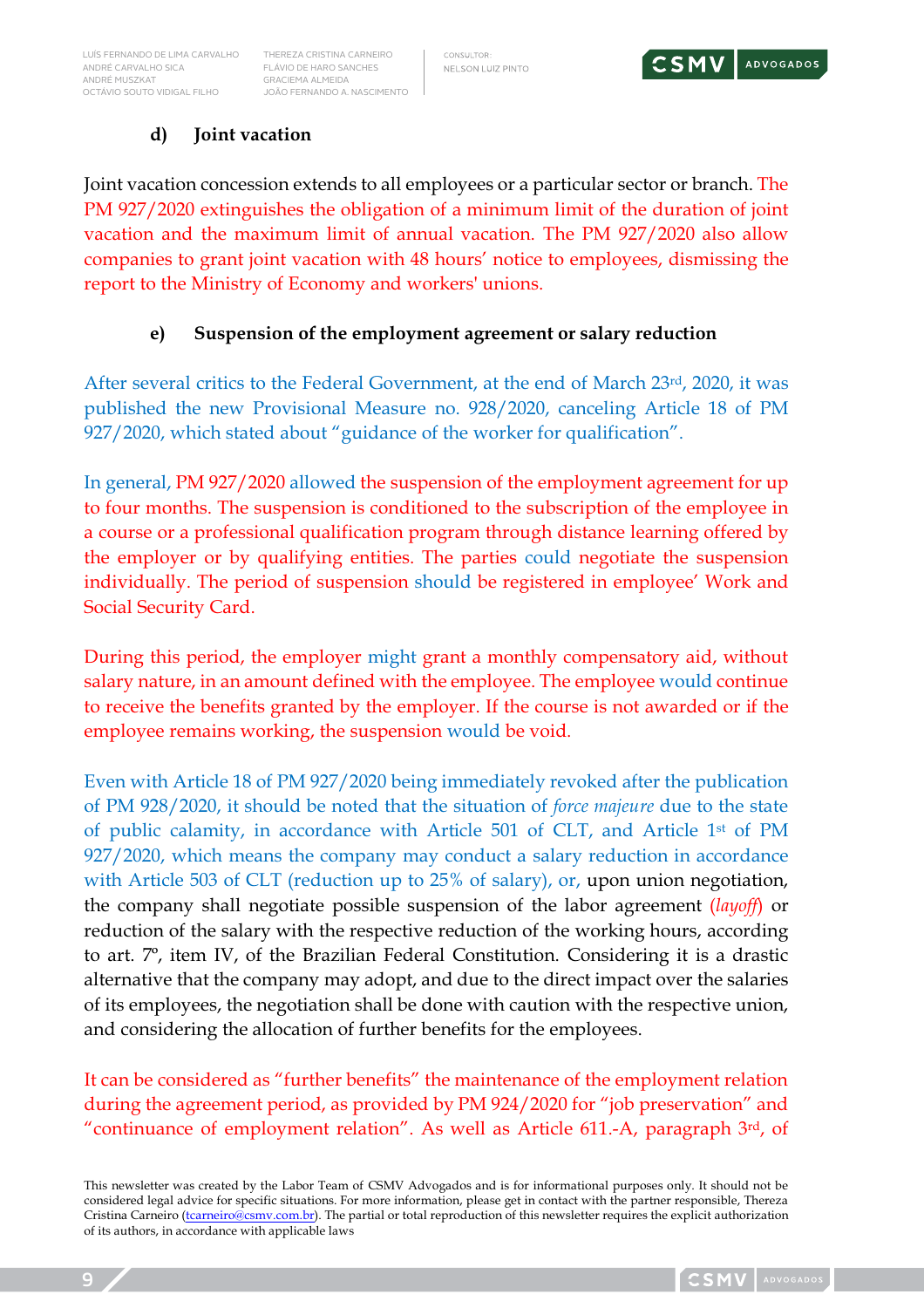### d) Joint vacation

Joint vacation concession extends to all employees or a particular sector or branch. The PM 927/2020 extinguishes the obligation of a minimum limit of the duration of joint vacation and the maximum limit of annual vacation. The PM 927/2020 also allow companies to grant joint vacation with 48 hours' notice to employees, dismissing the report to the Ministry of Economy and workers' unions.

### e) Suspension of the employment agreement or salary reduction

After several critics to the Federal Government, at the end of March 23rd, 2020, it was published the new Provisional Measure no. 928/2020, canceling Article 18 of PM 927/2020, which stated about "guidance of the worker for qualification".

In general, PM 927/2020 allowed the suspension of the employment agreement for up to four months. The suspension is conditioned to the subscription of the employee in a course or a professional qualification program through distance learning offered by the employer or by qualifying entities. The parties could negotiate the suspension individually. The period of suspension should be registered in employee' Work and Social Security Card.

During this period, the employer might grant a monthly compensatory aid, without salary nature, in an amount defined with the employee. The employee would continue to receive the benefits granted by the employer. If the course is not awarded or if the employee remains working, the suspension would be void.

Even with Article 18 of PM 927/2020 being immediately revoked after the publication of PM 928/2020, it should be noted that the situation of *force majeure* due to the state of public calamity, in accordance with Article 501 of CLT, and Article 1st of PM 927/2020, which means the company may conduct a salary reduction in accordance with Article 503 of CLT (reduction up to 25% of salary), or, upon union negotiation, the company shall negotiate possible suspension of the labor agreement (*layoff*) or reduction of the salary with the respective reduction of the working hours, according to art. 7º, item IV, of the Brazilian Federal Constitution. Considering it is a drastic alternative that the company may adopt, and due to the direct impact over the salaries of its employees, the negotiation shall be done with caution with the respective union, and considering the allocation of further benefits for the employees.

It can be considered as "further benefits" the maintenance of the employment relation during the agreement period, as provided by PM 924/2020 for "job preservation" and "continuance of employment relation". As well as Article 611.-A, paragraph 3rd, of

This newsletter was created by the Labor Team of CSMV Advogados and is for informational purposes only. It should not be considered legal advice for specific situations. For more information, please get in contact with the partner responsible, Thereza Cristina Carneiro (tcarneiro@csmv.com.br). The partial or total reproduction of this newsletter requires the explicit authorization of its authors, in accordance with applicable laws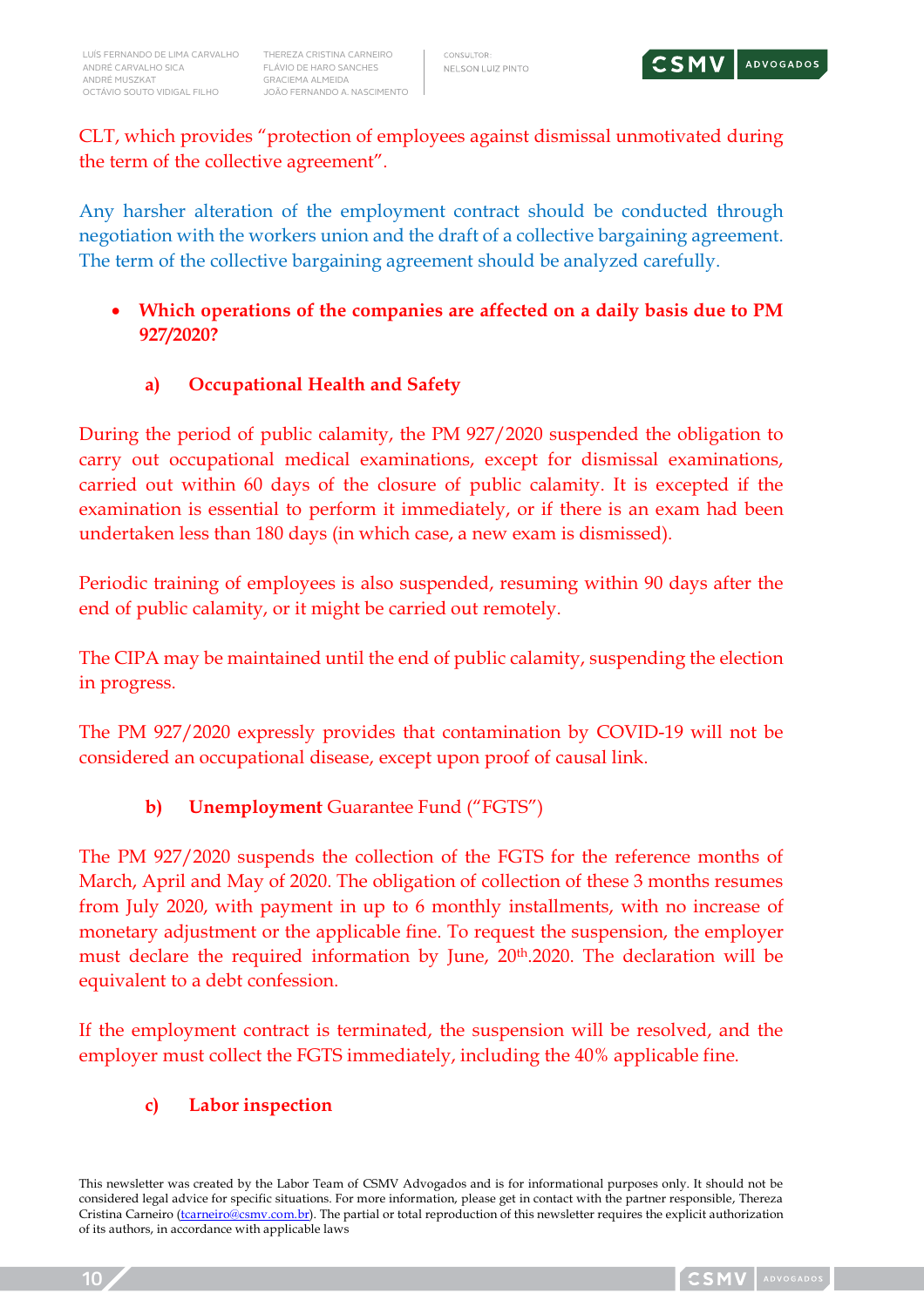CLT, which provides “protection of employees against dismissal unmotivated during the term of the collective agreement”.

Any harsher alteration of the employment contract should be conducted through negotiation with the workers union and the draft of a collective bargaining agreement. The term of the collective bargaining agreement should be analyzed carefully.

- **Which operations of the companies are affected on a daily basis due to PM 927/2020?**

**a) Occupational Health and Safety**

During the period of public calamity, the PM 927/2020 suspended the obligation to carry out occupational medical examinations, except for dismissal examinations, carried out within 60 days of the closure of public calamity. It is excepted if the examination is essential to perform it immediately, or if there is an exam had been undertaken less than 180 days (in which case, a new exam is dismissed).

Periodic training of employees is also suspended, resuming within 90 days after the end of public calamity, or it might be carried out remotely.

The CIPA may be maintained until the end of public calamity, suspending the election in progress.

The PM 927/2020 expressly provides that contamination by COVID-19 will not be considered an occupational disease, except upon proof of causal link.

**b) Unemployment** Guarantee Fund (“FGTS”)

The PM 927/2020 suspends the collection of the FGTS for the reference months of March, April and May of 2020. The obligation of collection of these 3 months resumes from July 2020, with payment in up to 6 monthly installments, with no increase of monetary adjustment or the applicable fine. To request the suspension, the employer must declare the required information by June, 20th.2020. The declaration will be equivalent to a debt confession.

If the employment contract is terminated, the suspension will be resolved, and the employer must collect the FGTS immediately, including the 40% applicable fine.

**c) Labor inspection**

This newsletter was created by the Labor Team of CSMV Advogados and is for informational purposes only. It should not be considered legal advice for specific situations. For more information, please get in contact with the partner responsible, Thereza Cristina Carneiro (tcarneiro@csmv.com.br). The partial or total reproduction of this newsletter requires the explicit authorization of its authors, in accordance with applicable laws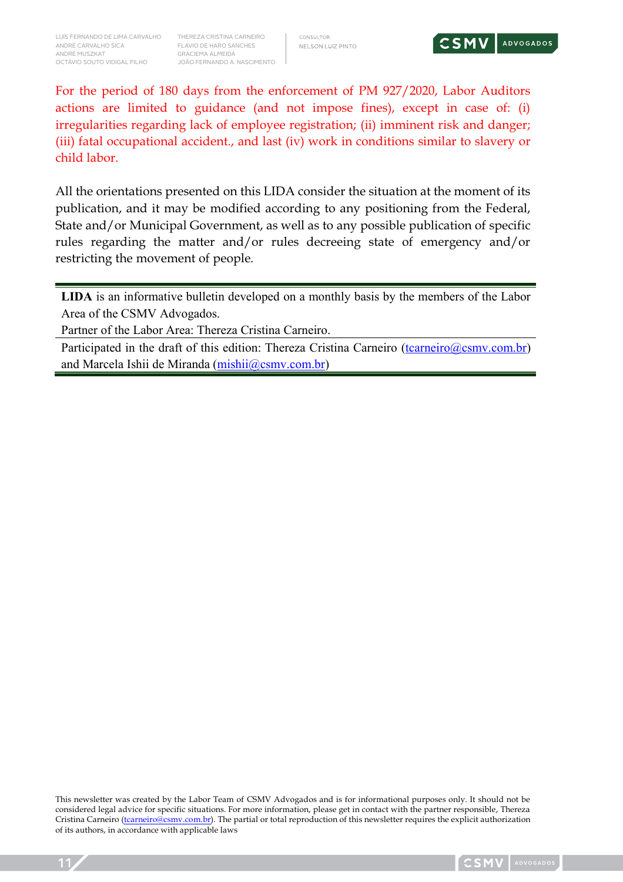For the period of 180 days from the enforcement of PM 927/2020, Labor Auditors actions are limited to guidance (and not impose fines), except in case of: (i) irregularities regarding lack of employee registration; (ii) imminent risk and danger; (iii) fatal occupational accident., and last (iv) work in conditions similar to slavery or child labor.

All the orientations presented on this LIDA consider the situation at the moment of its publication, and it may be modified according to any positioning from the Federal, State and/or Municipal Government, as well as to any possible publication of specific rules regarding the matter and/or rules decreeing state of emergency and/or restricting the movement of people.

---

**LIDA** is an informative bulletin developed on a monthly basis by the members of the Labor Area of the CSMV Advogados.
Partner of the Labor Area: Thereza Cristina Carneiro.

Participated in the draft of this edition: Thereza Cristina Carneiro (tcarneiro@csmv.com.br) and Marcela Ishii de Miranda (mishii@csmv.com.br)

---

This newsletter was created by the Labor Team of CSMV Advogados and is for informational purposes only. It should not be considered legal advice for specific situations. For more information, please get in contact with the partner responsible, Thereza Cristina Carneiro (tcarneiro@csmv.com.br). The partial or total reproduction of this newsletter requires the explicit authorization of its authors, in accordance with applicable laws